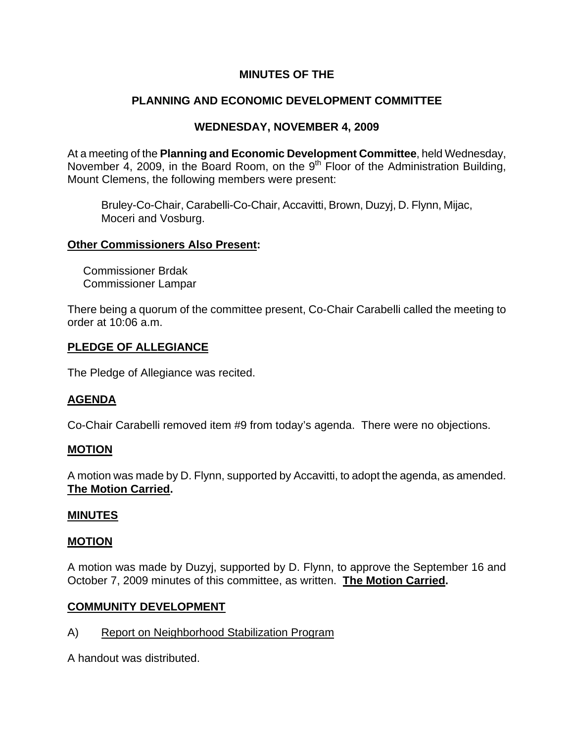# MINUTES OF THE

# PLANNING AND ECONOMIC DEVELOPMENT COMMITTEE

## WEDNESDAY, NOVEMBER 4, 2009

At a meeting of the **Planning and Economic Development Committee**, held Wednesday, November 4, 2009, in the Board Room, on the 9th Floor of the Administration Building, Mount Clemens, the following members were present:

Bruley-Co-Chair, Carabelli-Co-Chair, Accavitti, Brown, Duzyj, D. Flynn, Mijac, Moceri and Vosburg.

**Other Commissioners Also Present:**

Commissioner Brdak
Commissioner Lampar

There being a quorum of the committee present, Co-Chair Carabelli called the meeting to order at 10:06 a.m.

**PLEDGE OF ALLEGIANCE**

The Pledge of Allegiance was recited.

**AGENDA**

Co-Chair Carabelli removed item #9 from today's agenda. There were no objections.

**MOTION**

A motion was made by D. Flynn, supported by Accavitti, to adopt the agenda, as amended. **The Motion Carried.**

**MINUTES**

**MOTION**

A motion was made by Duzyj, supported by D. Flynn, to approve the September 16 and October 7, 2009 minutes of this committee, as written. **The Motion Carried.**

**COMMUNITY DEVELOPMENT**

A) Report on Neighborhood Stabilization Program

A handout was distributed.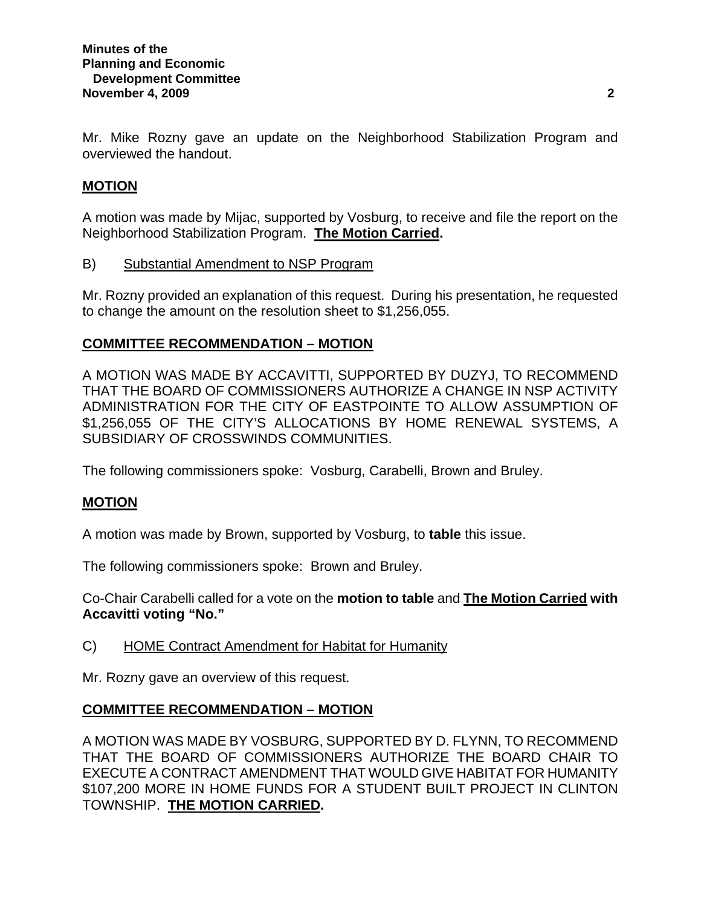Mr. Mike Rozny gave an update on the Neighborhood Stabilization Program and overviewed the handout.

**MOTION**

A motion was made by Mijac, supported by Vosburg, to receive and file the report on the Neighborhood Stabilization Program. **The Motion Carried.**

B) Substantial Amendment to NSP Program

Mr. Rozny provided an explanation of this request. During his presentation, he requested to change the amount on the resolution sheet to $1,256,055.

**COMMITTEE RECOMMENDATION – MOTION**

A MOTION WAS MADE BY ACCAVITTI, SUPPORTED BY DUZYJ, TO RECOMMEND THAT THE BOARD OF COMMISSIONERS AUTHORIZE A CHANGE IN NSP ACTIVITY ADMINISTRATION FOR THE CITY OF EASTPOINTE TO ALLOW ASSUMPTION OF $1,256,055 OF THE CITY'S ALLOCATIONS BY HOME RENEWAL SYSTEMS, A SUBSIDIARY OF CROSSWINDS COMMUNITIES.

The following commissioners spoke: Vosburg, Carabelli, Brown and Bruley.

**MOTION**

A motion was made by Brown, supported by Vosburg, to **table** this issue.

The following commissioners spoke: Brown and Bruley.

Co-Chair Carabelli called for a vote on the **motion to table** and **The Motion Carried with Accavitti voting "No."**

C) HOME Contract Amendment for Habitat for Humanity

Mr. Rozny gave an overview of this request.

**COMMITTEE RECOMMENDATION – MOTION**

A MOTION WAS MADE BY VOSBURG, SUPPORTED BY D. FLYNN, TO RECOMMEND THAT THE BOARD OF COMMISSIONERS AUTHORIZE THE BOARD CHAIR TO EXECUTE A CONTRACT AMENDMENT THAT WOULD GIVE HABITAT FOR HUMANITY $107,200 MORE IN HOME FUNDS FOR A STUDENT BUILT PROJECT IN CLINTON TOWNSHIP. **THE MOTION CARRIED.**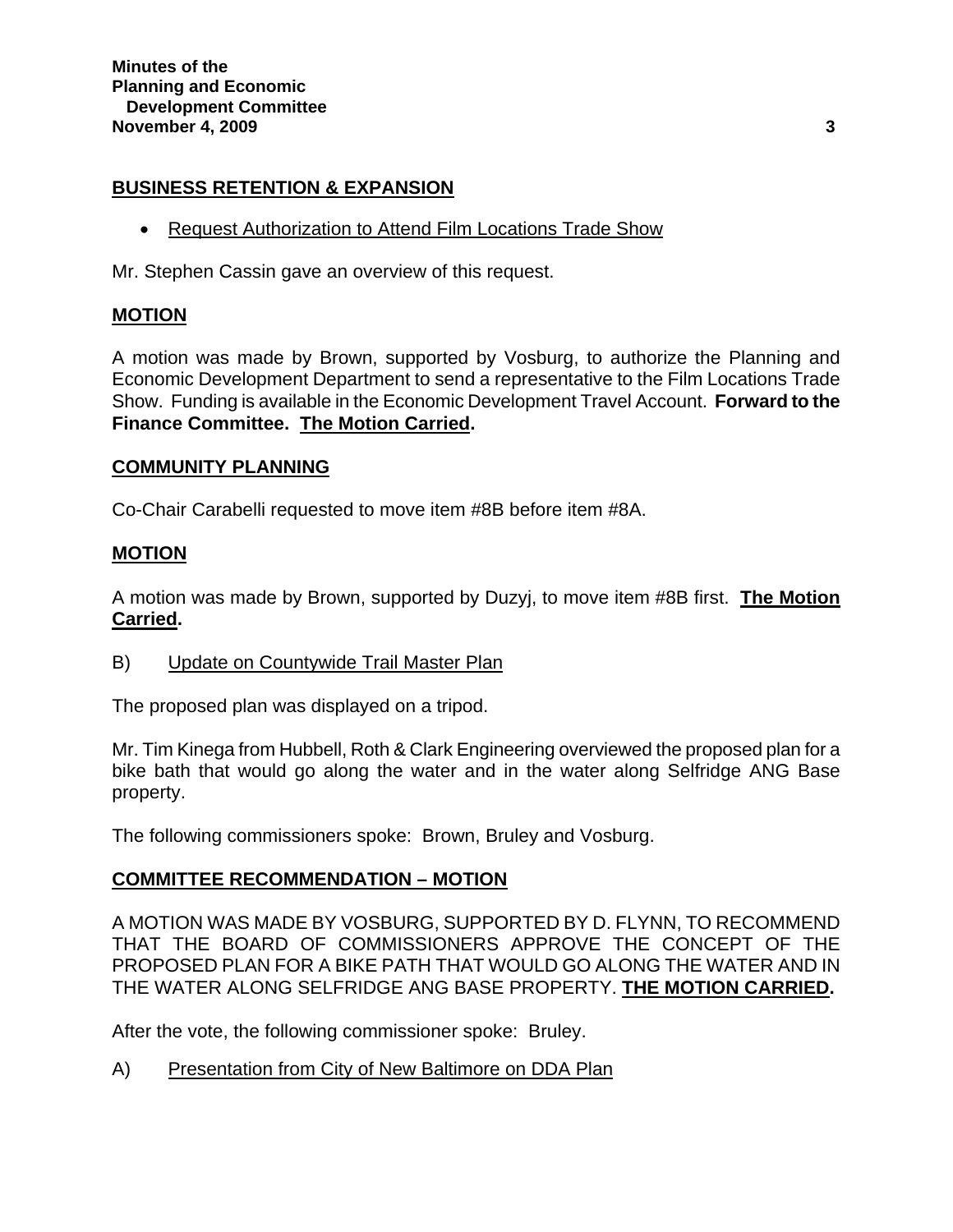## BUSINESS RETENTION & EXPANSION

- Request Authorization to Attend Film Locations Trade Show

Mr. Stephen Cassin gave an overview of this request.

## MOTION

A motion was made by Brown, supported by Vosburg, to authorize the Planning and Economic Development Department to send a representative to the Film Locations Trade Show. Funding is available in the Economic Development Travel Account. **Forward to the Finance Committee. The Motion Carried.**

## COMMUNITY PLANNING

Co-Chair Carabelli requested to move item #8B before item #8A.

## MOTION

A motion was made by Brown, supported by Duzyj, to move item #8B first. **The Motion Carried.**

B) Update on Countywide Trail Master Plan

The proposed plan was displayed on a tripod.

Mr. Tim Kinega from Hubbell, Roth & Clark Engineering overviewed the proposed plan for a bike bath that would go along the water and in the water along Selfridge ANG Base property.

The following commissioners spoke: Brown, Bruley and Vosburg.

## COMMITTEE RECOMMENDATION – MOTION

A MOTION WAS MADE BY VOSBURG, SUPPORTED BY D. FLYNN, TO RECOMMEND THAT THE BOARD OF COMMISSIONERS APPROVE THE CONCEPT OF THE PROPOSED PLAN FOR A BIKE PATH THAT WOULD GO ALONG THE WATER AND IN THE WATER ALONG SELFRIDGE ANG BASE PROPERTY. **THE MOTION CARRIED.**

After the vote, the following commissioner spoke: Bruley.

A) Presentation from City of New Baltimore on DDA Plan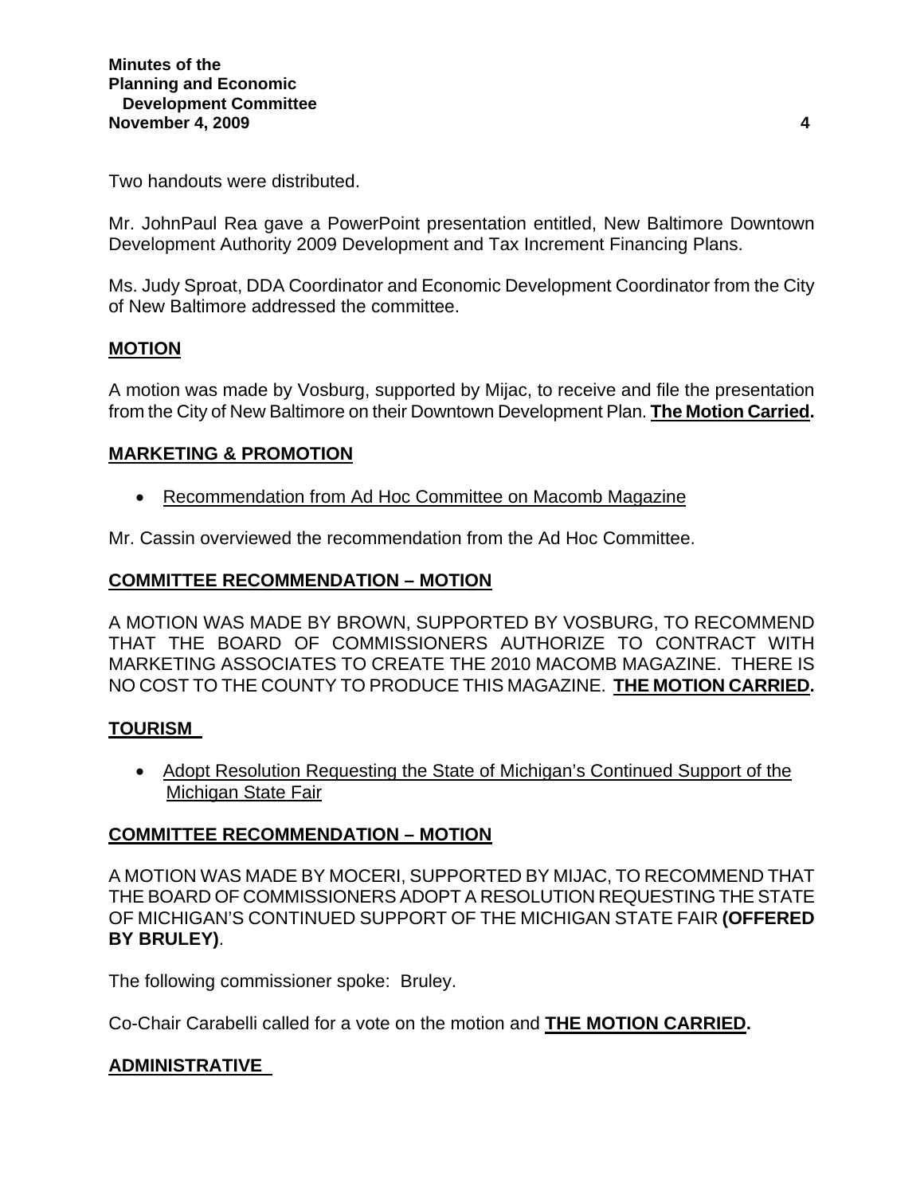Two handouts were distributed.

Mr. JohnPaul Rea gave a PowerPoint presentation entitled, New Baltimore Downtown Development Authority 2009 Development and Tax Increment Financing Plans.

Ms. Judy Sproat, DDA Coordinator and Economic Development Coordinator from the City of New Baltimore addressed the committee.

## MOTION

A motion was made by Vosburg, supported by Mijac, to receive and file the presentation from the City of New Baltimore on their Downtown Development Plan. **The Motion Carried.**

## MARKETING & PROMOTION

- Recommendation from Ad Hoc Committee on Macomb Magazine

Mr. Cassin overviewed the recommendation from the Ad Hoc Committee.

## COMMITTEE RECOMMENDATION – MOTION

A MOTION WAS MADE BY BROWN, SUPPORTED BY VOSBURG, TO RECOMMEND THAT THE BOARD OF COMMISSIONERS AUTHORIZE TO CONTRACT WITH MARKETING ASSOCIATES TO CREATE THE 2010 MACOMB MAGAZINE. THERE IS NO COST TO THE COUNTY TO PRODUCE THIS MAGAZINE. **THE MOTION CARRIED.**

## TOURISM

- Adopt Resolution Requesting the State of Michigan's Continued Support of the Michigan State Fair

## COMMITTEE RECOMMENDATION – MOTION

A MOTION WAS MADE BY MOCERI, SUPPORTED BY MIJAC, TO RECOMMEND THAT THE BOARD OF COMMISSIONERS ADOPT A RESOLUTION REQUESTING THE STATE OF MICHIGAN'S CONTINUED SUPPORT OF THE MICHIGAN STATE FAIR **(OFFERED BY BRULEY)**.

The following commissioner spoke: Bruley.

Co-Chair Carabelli called for a vote on the motion and **THE MOTION CARRIED.**

## ADMINISTRATIVE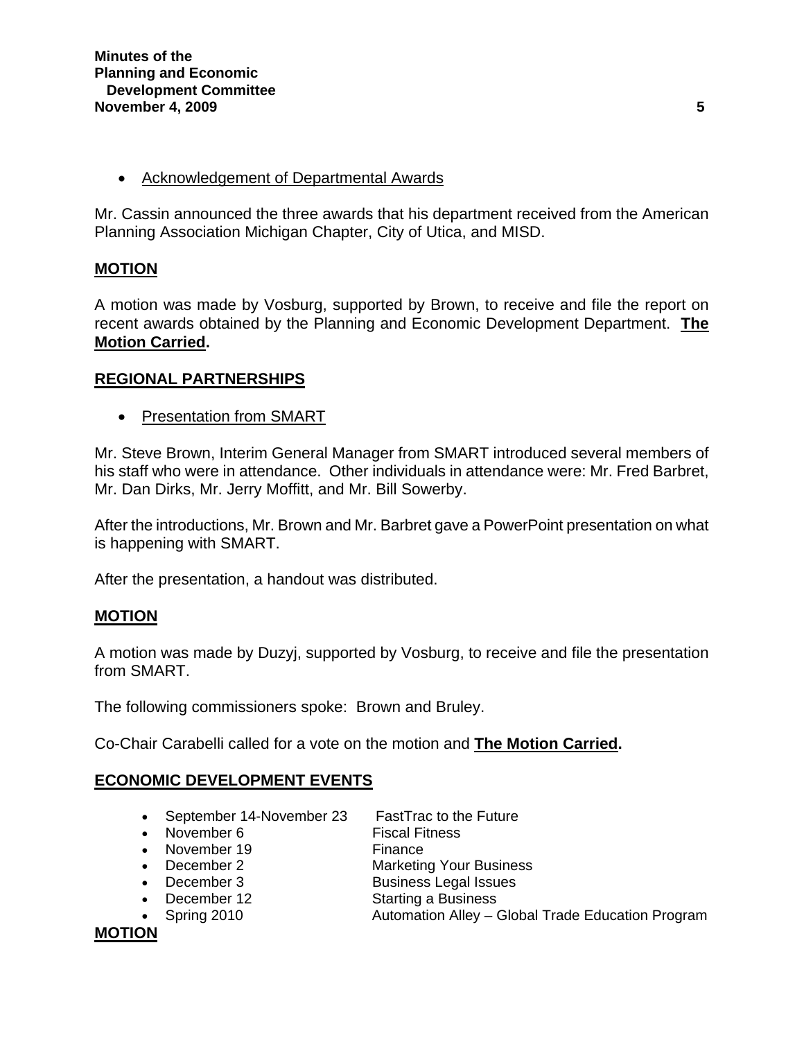- Acknowledgement of Departmental Awards

Mr. Cassin announced the three awards that his department received from the American Planning Association Michigan Chapter, City of Utica, and MISD.

**MOTION**

A motion was made by Vosburg, supported by Brown, to receive and file the report on recent awards obtained by the Planning and Economic Development Department. **The Motion Carried.**

## REGIONAL PARTNERSHIPS

- Presentation from SMART

Mr. Steve Brown, Interim General Manager from SMART introduced several members of his staff who were in attendance. Other individuals in attendance were: Mr. Fred Barbret, Mr. Dan Dirks, Mr. Jerry Moffitt, and Mr. Bill Sowerby.

After the introductions, Mr. Brown and Mr. Barbret gave a PowerPoint presentation on what is happening with SMART.

After the presentation, a handout was distributed.

**MOTION**

A motion was made by Duzyj, supported by Vosburg, to receive and file the presentation from SMART.

The following commissioners spoke: Brown and Bruley.

Co-Chair Carabelli called for a vote on the motion and **The Motion Carried.**

## ECONOMIC DEVELOPMENT EVENTS

- September 14-November 23 — FastTrac to the Future
- November 6 — Fiscal Fitness
- November 19 — Finance
- December 2 — Marketing Your Business
- December 3 — Business Legal Issues
- December 12 — Starting a Business
- Spring 2010 — Automation Alley – Global Trade Education Program

**MOTION**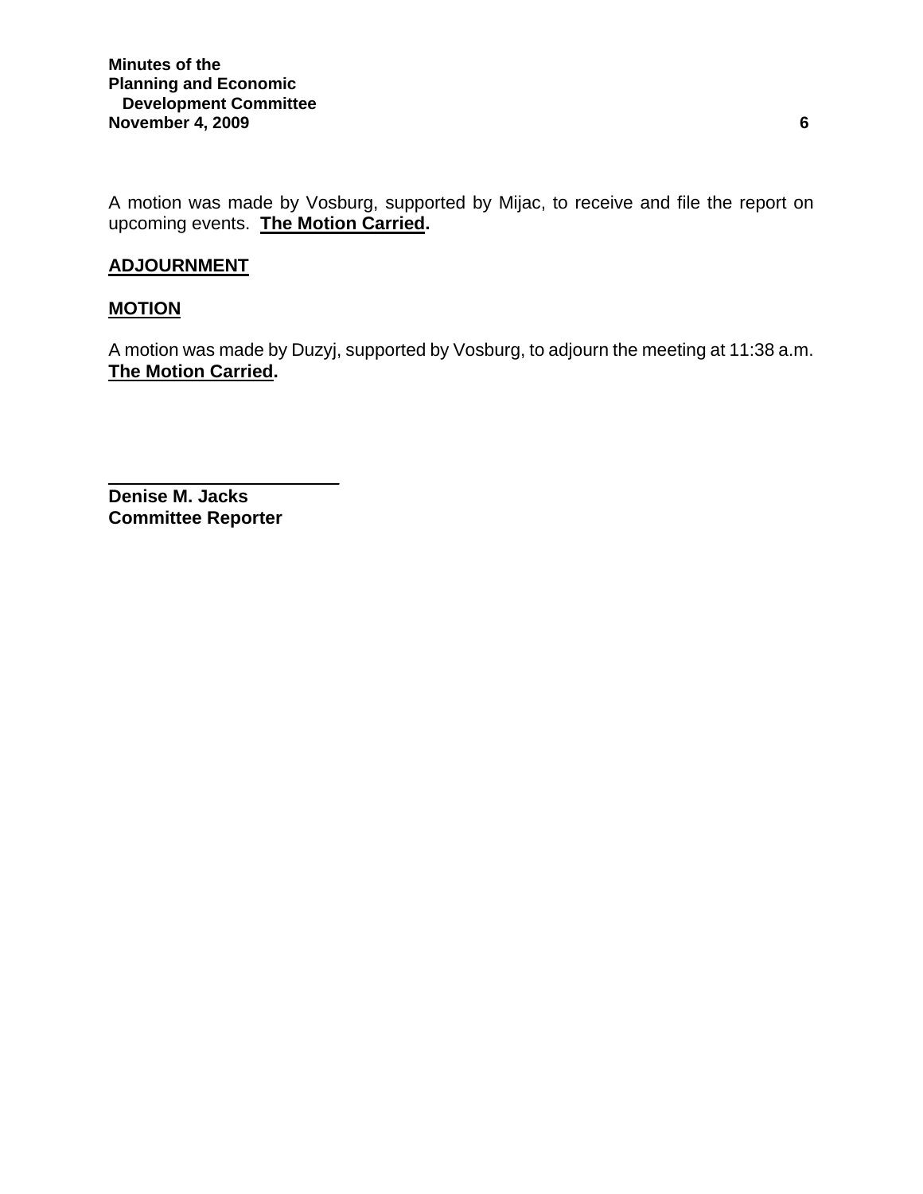A motion was made by Vosburg, supported by Mijac, to receive and file the report on upcoming events. **The Motion Carried.**

## ADJOURNMENT

### MOTION

A motion was made by Duzyj, supported by Vosburg, to adjourn the meeting at 11:38 a.m. **The Motion Carried.**

**Denise M. Jacks**
**Committee Reporter**